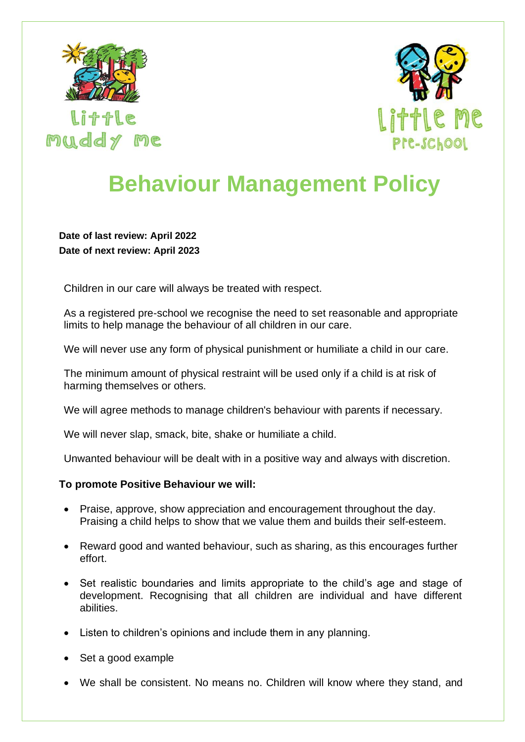Little Muddy Me

Little Me Pre-School

# Behaviour Management Policy

**Date of last review: April 2022**
**Date of next review: April 2023**

Children in our care will always be treated with respect.

As a registered pre-school we recognise the need to set reasonable and appropriate limits to help manage the behaviour of all children in our care.

We will never use any form of physical punishment or humiliate a child in our care.

The minimum amount of physical restraint will be used only if a child is at risk of harming themselves or others.

We will agree methods to manage children's behaviour with parents if necessary.

We will never slap, smack, bite, shake or humiliate a child.

Unwanted behaviour will be dealt with in a positive way and always with discretion.

**To promote Positive Behaviour we will:**

- Praise, approve, show appreciation and encouragement throughout the day. Praising a child helps to show that we value them and builds their self-esteem.
- Reward good and wanted behaviour, such as sharing, as this encourages further effort.
- Set realistic boundaries and limits appropriate to the child's age and stage of development. Recognising that all children are individual and have different abilities.
- Listen to children's opinions and include them in any planning.
- Set a good example
- We shall be consistent. No means no. Children will know where they stand, and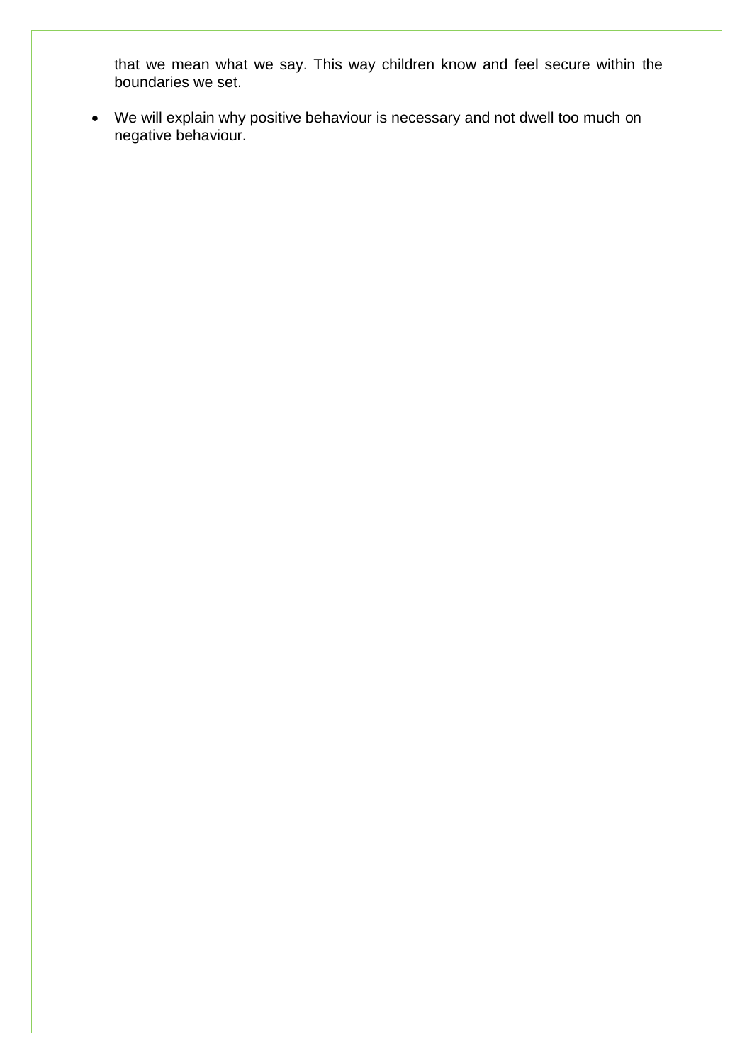that we mean what we say. This way children know and feel secure within the boundaries we set.

- We will explain why positive behaviour is necessary and not dwell too much on negative behaviour.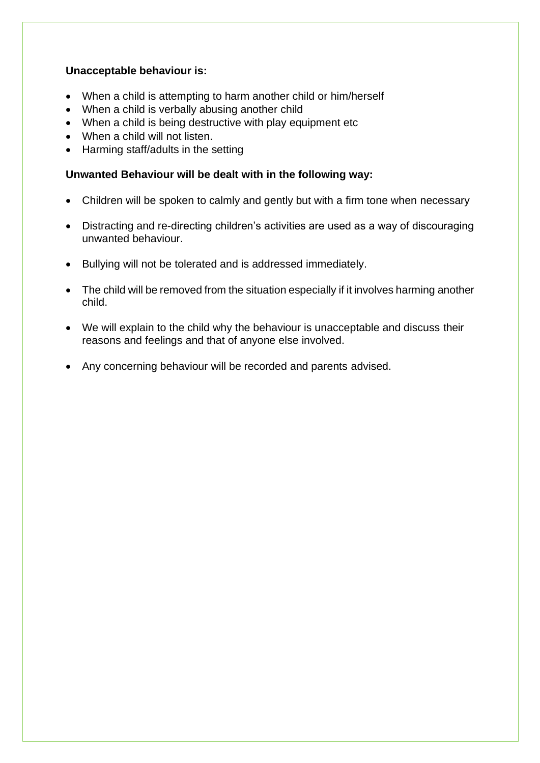**Unacceptable behaviour is:**

- When a child is attempting to harm another child or him/herself
- When a child is verbally abusing another child
- When a child is being destructive with play equipment etc
- When a child will not listen.
- Harming staff/adults in the setting

**Unwanted Behaviour will be dealt with in the following way:**

- Children will be spoken to calmly and gently but with a firm tone when necessary
- Distracting and re-directing children's activities are used as a way of discouraging unwanted behaviour.
- Bullying will not be tolerated and is addressed immediately.
- The child will be removed from the situation especially if it involves harming another child.
- We will explain to the child why the behaviour is unacceptable and discuss their reasons and feelings and that of anyone else involved.
- Any concerning behaviour will be recorded and parents advised.